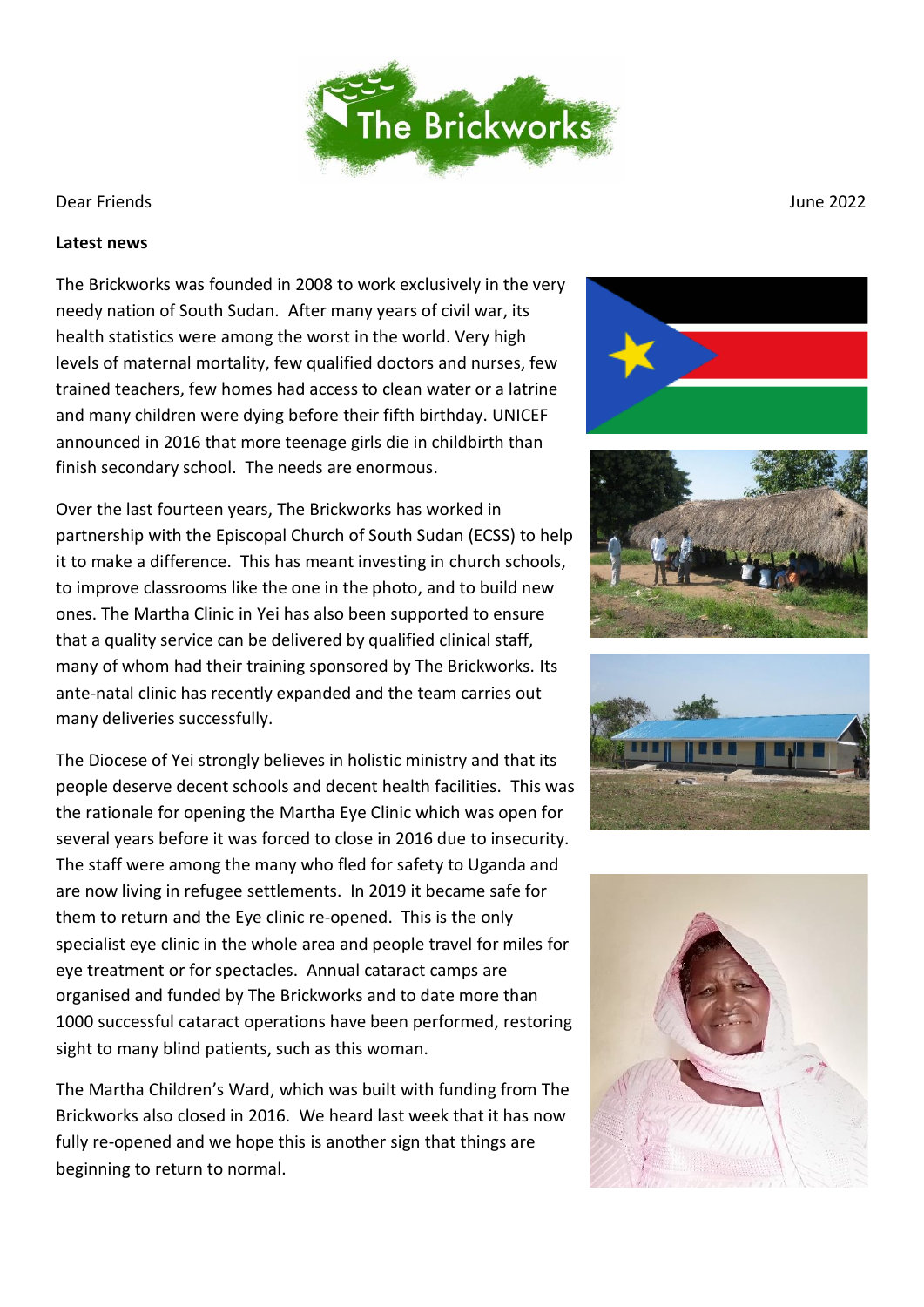The Brickworks

Dear Friends

June 2022

**Latest news**

The Brickworks was founded in 2008 to work exclusively in the very needy nation of South Sudan. After many years of civil war, its health statistics were among the worst in the world. Very high levels of maternal mortality, few qualified doctors and nurses, few trained teachers, few homes had access to clean water or a latrine and many children were dying before their fifth birthday. UNICEF announced in 2016 that more teenage girls die in childbirth than finish secondary school. The needs are enormous.

Over the last fourteen years, The Brickworks has worked in partnership with the Episcopal Church of South Sudan (ECSS) to help it to make a difference. This has meant investing in church schools, to improve classrooms like the one in the photo, and to build new ones. The Martha Clinic in Yei has also been supported to ensure that a quality service can be delivered by qualified clinical staff, many of whom had their training sponsored by The Brickworks. Its ante-natal clinic has recently expanded and the team carries out many deliveries successfully.

The Diocese of Yei strongly believes in holistic ministry and that its people deserve decent schools and decent health facilities. This was the rationale for opening the Martha Eye Clinic which was open for several years before it was forced to close in 2016 due to insecurity. The staff were among the many who fled for safety to Uganda and are now living in refugee settlements. In 2019 it became safe for them to return and the Eye clinic re-opened. This is the only specialist eye clinic in the whole area and people travel for miles for eye treatment or for spectacles. Annual cataract camps are organised and funded by The Brickworks and to date more than 1000 successful cataract operations have been performed, restoring sight to many blind patients, such as this woman.

The Martha Children's Ward, which was built with funding from The Brickworks also closed in 2016. We heard last week that it has now fully re-opened and we hope this is another sign that things are beginning to return to normal.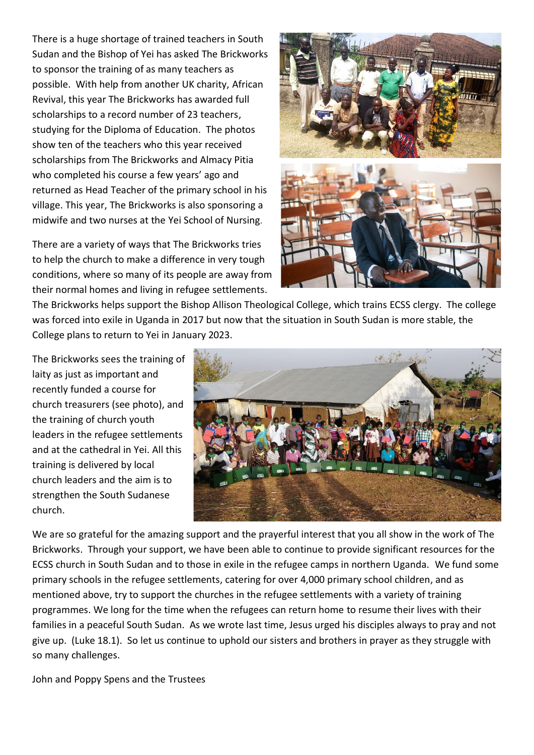There is a huge shortage of trained teachers in South Sudan and the Bishop of Yei has asked The Brickworks to sponsor the training of as many teachers as possible. With help from another UK charity, African Revival, this year The Brickworks has awarded full scholarships to a record number of 23 teachers, studying for the Diploma of Education. The photos show ten of the teachers who this year received scholarships from The Brickworks and Almacy Pitia who completed his course a few years' ago and returned as Head Teacher of the primary school in his village. This year, The Brickworks is also sponsoring a midwife and two nurses at the Yei School of Nursing.

There are a variety of ways that The Brickworks tries to help the church to make a difference in very tough conditions, where so many of its people are away from their normal homes and living in refugee settlements. The Brickworks helps support the Bishop Allison Theological College, which trains ECSS clergy. The college was forced into exile in Uganda in 2017 but now that the situation in South Sudan is more stable, the College plans to return to Yei in January 2023.

The Brickworks sees the training of laity as just as important and recently funded a course for church treasurers (see photo), and the training of church youth leaders in the refugee settlements and at the cathedral in Yei. All this training is delivered by local church leaders and the aim is to strengthen the South Sudanese church.

We are so grateful for the amazing support and the prayerful interest that you all show in the work of The Brickworks. Through your support, we have been able to continue to provide significant resources for the ECSS church in South Sudan and to those in exile in the refugee camps in northern Uganda. We fund some primary schools in the refugee settlements, catering for over 4,000 primary school children, and as mentioned above, try to support the churches in the refugee settlements with a variety of training programmes. We long for the time when the refugees can return home to resume their lives with their families in a peaceful South Sudan. As we wrote last time, Jesus urged his disciples always to pray and not give up. (Luke 18.1). So let us continue to uphold our sisters and brothers in prayer as they struggle with so many challenges.

John and Poppy Spens and the Trustees